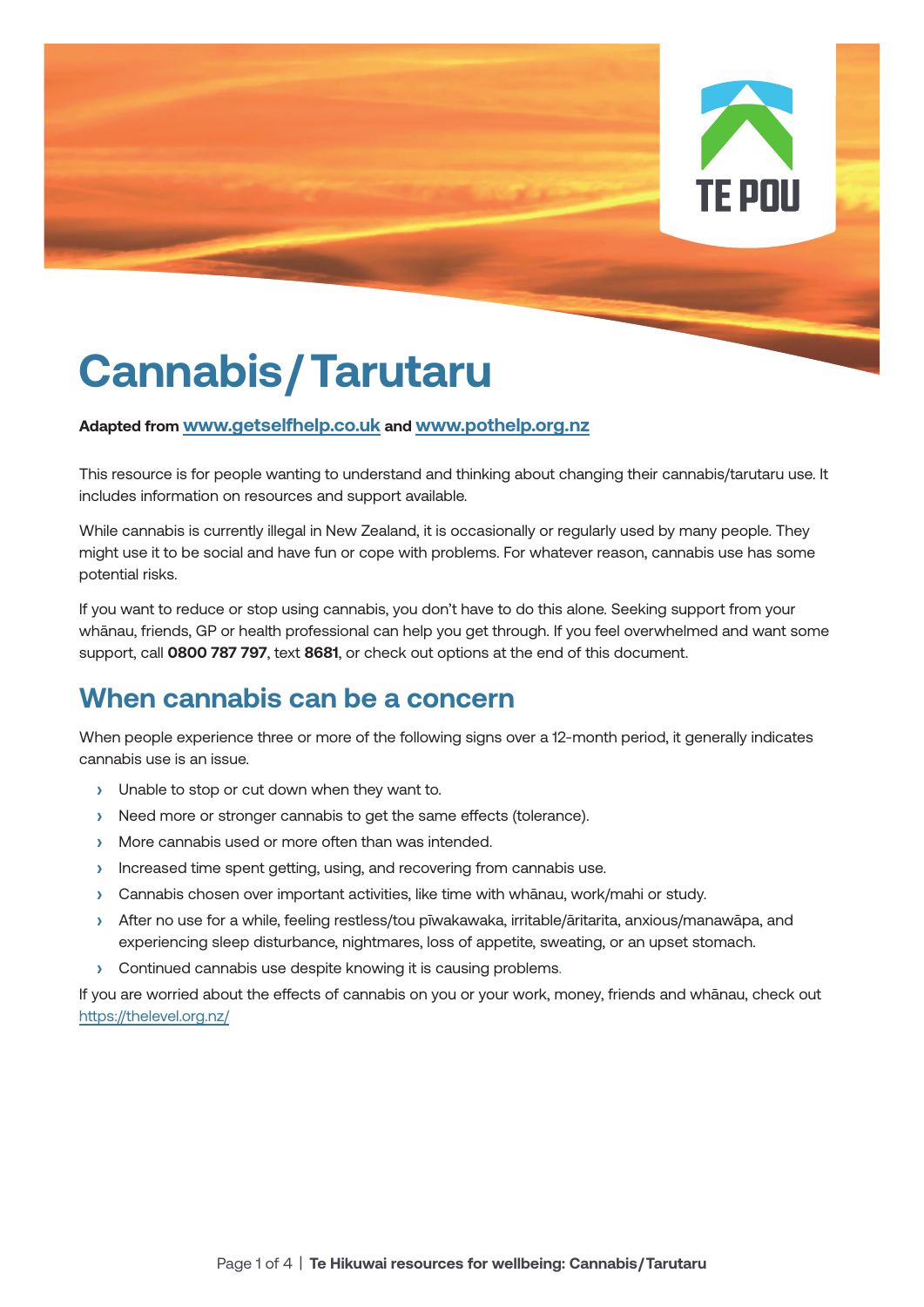# Cannabis / Tarutaru

**Adapted from [www.getselfhelp.co.uk](www.getselfhelp.co.uk) and [www.pothelp.org.nz](www.pothelp.org.nz)**

This resource is for people wanting to understand and thinking about changing their cannabis/tarutaru use. It includes information on resources and support available.

While cannabis is currently illegal in New Zealand, it is occasionally or regularly used by many people. They might use it to be social and have fun or cope with problems. For whatever reason, cannabis use has some potential risks.

If you want to reduce or stop using cannabis, you don't have to do this alone. Seeking support from your whānau, friends, GP or health professional can help you get through. If you feel overwhelmed and want some support, call **0800 787 797**, text **8681**, or check out options at the end of this document.

## When cannabis can be a concern

When people experience three or more of the following signs over a 12-month period, it generally indicates cannabis use is an issue.

- Unable to stop or cut down when they want to.
- Need more or stronger cannabis to get the same effects (tolerance).
- More cannabis used or more often than was intended.
- Increased time spent getting, using, and recovering from cannabis use.
- Cannabis chosen over important activities, like time with whānau, work/mahi or study.
- After no use for a while, feeling restless/tou pīwakawaka, irritable/āritarita, anxious/manawāpa, and experiencing sleep disturbance, nightmares, loss of appetite, sweating, or an upset stomach.
- Continued cannabis use despite knowing it is causing problems.

If you are worried about the effects of cannabis on you or your work, money, friends and whānau, check out [https://thelevel.org.nz/](https://thelevel.org.nz/)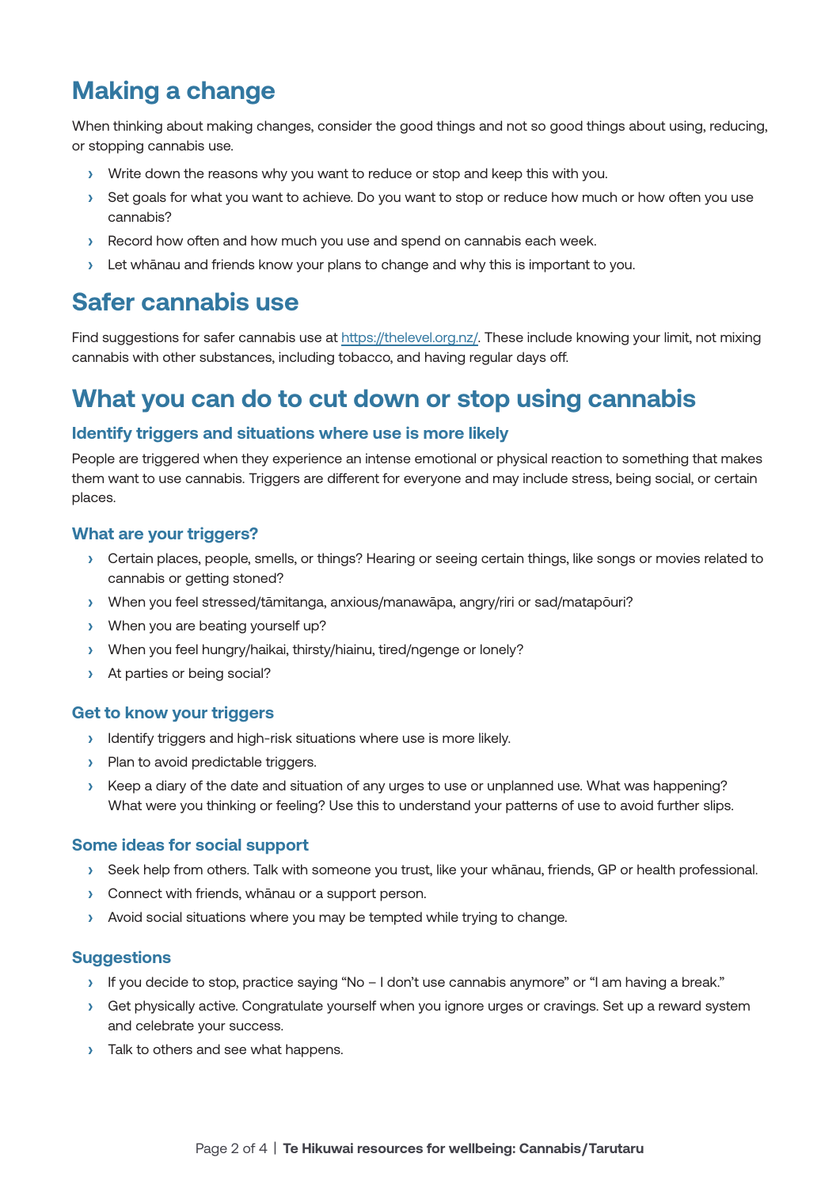## Making a change

When thinking about making changes, consider the good things and not so good things about using, reducing, or stopping cannabis use.

- Write down the reasons why you want to reduce or stop and keep this with you.
- Set goals for what you want to achieve. Do you want to stop or reduce how much or how often you use cannabis?
- Record how often and how much you use and spend on cannabis each week.
- Let whānau and friends know your plans to change and why this is important to you.

## Safer cannabis use

Find suggestions for safer cannabis use at https://thelevel.org.nz/. These include knowing your limit, not mixing cannabis with other substances, including tobacco, and having regular days off.

## What you can do to cut down or stop using cannabis

### Identify triggers and situations where use is more likely

People are triggered when they experience an intense emotional or physical reaction to something that makes them want to use cannabis. Triggers are different for everyone and may include stress, being social, or certain places.

### What are your triggers?

- Certain places, people, smells, or things? Hearing or seeing certain things, like songs or movies related to cannabis or getting stoned?
- When you feel stressed/tāmitanga, anxious/manawāpa, angry/riri or sad/matapōuri?
- When you are beating yourself up?
- When you feel hungry/haikai, thirsty/hiainu, tired/ngenge or lonely?
- At parties or being social?

### Get to know your triggers

- Identify triggers and high-risk situations where use is more likely.
- Plan to avoid predictable triggers.
- Keep a diary of the date and situation of any urges to use or unplanned use. What was happening? What were you thinking or feeling? Use this to understand your patterns of use to avoid further slips.

### Some ideas for social support

- Seek help from others. Talk with someone you trust, like your whānau, friends, GP or health professional.
- Connect with friends, whānau or a support person.
- Avoid social situations where you may be tempted while trying to change.

### Suggestions

- If you decide to stop, practice saying "No – I don't use cannabis anymore" or "I am having a break."
- Get physically active. Congratulate yourself when you ignore urges or cravings. Set up a reward system and celebrate your success.
- Talk to others and see what happens.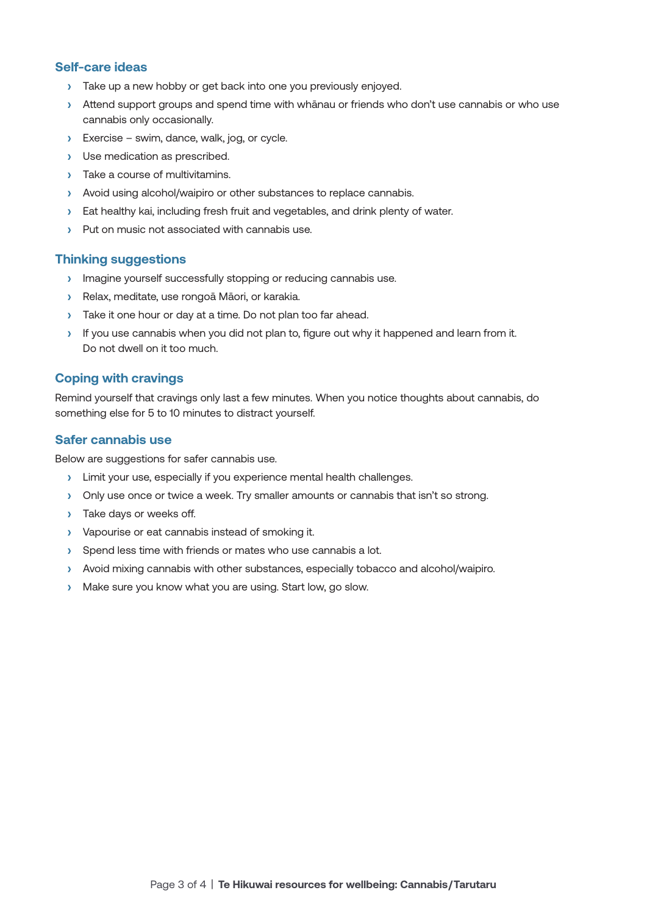### Self-care ideas

- Take up a new hobby or get back into one you previously enjoyed.
- Attend support groups and spend time with whānau or friends who don't use cannabis or who use cannabis only occasionally.
- Exercise – swim, dance, walk, jog, or cycle.
- Use medication as prescribed.
- Take a course of multivitamins.
- Avoid using alcohol/waipiro or other substances to replace cannabis.
- Eat healthy kai, including fresh fruit and vegetables, and drink plenty of water.
- Put on music not associated with cannabis use.

### Thinking suggestions

- Imagine yourself successfully stopping or reducing cannabis use.
- Relax, meditate, use rongoā Māori, or karakia.
- Take it one hour or day at a time. Do not plan too far ahead.
- If you use cannabis when you did not plan to, figure out why it happened and learn from it. Do not dwell on it too much.

### Coping with cravings

Remind yourself that cravings only last a few minutes. When you notice thoughts about cannabis, do something else for 5 to 10 minutes to distract yourself.

### Safer cannabis use

Below are suggestions for safer cannabis use.

- Limit your use, especially if you experience mental health challenges.
- Only use once or twice a week. Try smaller amounts or cannabis that isn't so strong.
- Take days or weeks off.
- Vapourise or eat cannabis instead of smoking it.
- Spend less time with friends or mates who use cannabis a lot.
- Avoid mixing cannabis with other substances, especially tobacco and alcohol/waipiro.
- Make sure you know what you are using. Start low, go slow.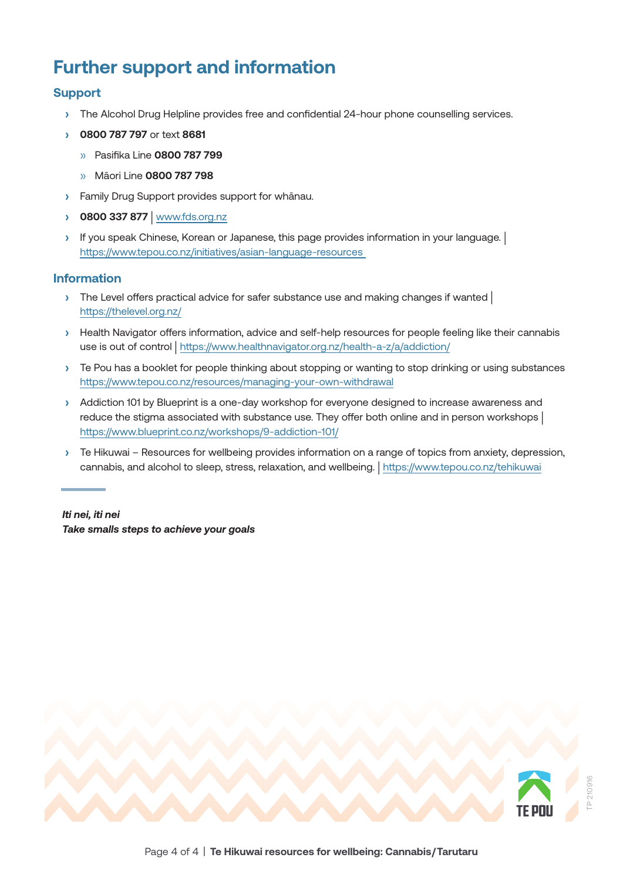# Further support and information

## Support

- The Alcohol Drug Helpline provides free and confidential 24-hour phone counselling services.
- **0800 787 797** or text **8681**
  - Pasifika Line **0800 787 799**
  - Māori Line **0800 787 798**
- Family Drug Support provides support for whānau.
- **0800 337 877** | www.fds.org.nz
- If you speak Chinese, Korean or Japanese, this page provides information in your language. | https://www.tepou.co.nz/initiatives/asian-language-resources

## Information

- The Level offers practical advice for safer substance use and making changes if wanted | https://thelevel.org.nz/
- Health Navigator offers information, advice and self-help resources for people feeling like their cannabis use is out of control | https://www.healthnavigator.org.nz/health-a-z/a/addiction/
- Te Pou has a booklet for people thinking about stopping or wanting to stop drinking or using substances https://www.tepou.co.nz/resources/managing-your-own-withdrawal
- Addiction 101 by Blueprint is a one-day workshop for everyone designed to increase awareness and reduce the stigma associated with substance use. They offer both online and in person workshops | https://www.blueprint.co.nz/workshops/9-addiction-101/
- Te Hikuwai – Resources for wellbeing provides information on a range of topics from anxiety, depression, cannabis, and alcohol to sleep, stress, relaxation, and wellbeing. | https://www.tepou.co.nz/tehikuwai

***Iti nei, iti nei***
***Take smalls steps to achieve your goals***

TE POU

TP 210916